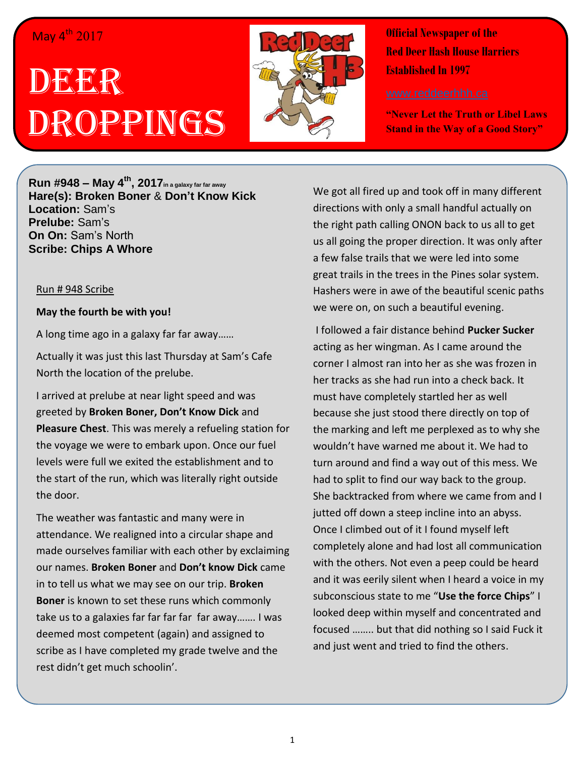May 4th 2017

# DEER DROPPINGS

**Official Newspaper of the Red Deer Hash House Harriers Established In 1997**

www.reddeerhhh.ca

**"Never Let the Truth or Libel Laws Stand in the Way of a Good Story"**

**Run #948 – May 4th, 2017** in a galaxy far far away
**Hare(s): Broken Boner** & **Don't Know Kick**
**Location:** Sam's
**Prelube:** Sam's
**On On:** Sam's North
**Scribe: Chips A Whore**

Run # 948 Scribe

**May the fourth be with you!**

A long time ago in a galaxy far far away……

Actually it was just this last Thursday at Sam's Cafe North the location of the prelube.

I arrived at prelube at near light speed and was greeted by **Broken Boner, Don't Know Dick** and **Pleasure Chest**. This was merely a refueling station for the voyage we were to embark upon. Once our fuel levels were full we exited the establishment and to the start of the run, which was literally right outside the door.

The weather was fantastic and many were in attendance. We realigned into a circular shape and made ourselves familiar with each other by exclaiming our names. **Broken Boner** and **Don't know Dick** came in to tell us what we may see on our trip. **Broken Boner** is known to set these runs which commonly take us to a galaxies far far far far far away……. I was deemed most competent (again) and assigned to scribe as I have completed my grade twelve and the rest didn't get much schoolin'.

We got all fired up and took off in many different directions with only a small handful actually on the right path calling ONON back to us all to get us all going the proper direction. It was only after a few false trails that we were led into some great trails in the trees in the Pines solar system. Hashers were in awe of the beautiful scenic paths we were on, on such a beautiful evening.

I followed a fair distance behind **Pucker Sucker** acting as her wingman. As I came around the corner I almost ran into her as she was frozen in her tracks as she had run into a check back. It must have completely startled her as well because she just stood there directly on top of the marking and left me perplexed as to why she wouldn't have warned me about it. We had to turn around and find a way out of this mess. We had to split to find our way back to the group. She backtracked from where we came from and I jutted off down a steep incline into an abyss. Once I climbed out of it I found myself left completely alone and had lost all communication with the others. Not even a peep could be heard and it was eerily silent when I heard a voice in my subconscious state to me "**Use the force Chips**" I looked deep within myself and concentrated and focused …….. but that did nothing so I said Fuck it and just went and tried to find the others.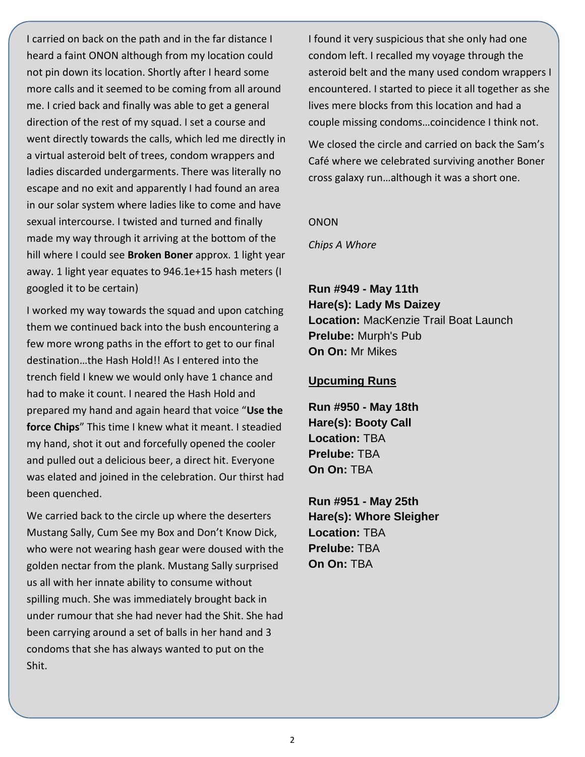I carried on back on the path and in the far distance I heard a faint ONON although from my location could not pin down its location. Shortly after I heard some more calls and it seemed to be coming from all around me. I cried back and finally was able to get a general direction of the rest of my squad. I set a course and went directly towards the calls, which led me directly in a virtual asteroid belt of trees, condom wrappers and ladies discarded undergarments. There was literally no escape and no exit and apparently I had found an area in our solar system where ladies like to come and have sexual intercourse. I twisted and turned and finally made my way through it arriving at the bottom of the hill where I could see **Broken Boner** approx. 1 light year away. 1 light year equates to 946.1e+15 hash meters (I googled it to be certain)

I worked my way towards the squad and upon catching them we continued back into the bush encountering a few more wrong paths in the effort to get to our final destination…the Hash Hold!! As I entered into the trench field I knew we would only have 1 chance and had to make it count. I neared the Hash Hold and prepared my hand and again heard that voice "**Use the force Chips**" This time I knew what it meant. I steadied my hand, shot it out and forcefully opened the cooler and pulled out a delicious beer, a direct hit. Everyone was elated and joined in the celebration. Our thirst had been quenched.

We carried back to the circle up where the deserters Mustang Sally, Cum See my Box and Don't Know Dick, who were not wearing hash gear were doused with the golden nectar from the plank. Mustang Sally surprised us all with her innate ability to consume without spilling much. She was immediately brought back in under rumour that she had never had the Shit. She had been carrying around a set of balls in her hand and 3 condoms that she has always wanted to put on the Shit.

I found it very suspicious that she only had one condom left. I recalled my voyage through the asteroid belt and the many used condom wrappers I encountered. I started to piece it all together as she lives mere blocks from this location and had a couple missing condoms…coincidence I think not.

We closed the circle and carried on back the Sam's Café where we celebrated surviving another Boner cross galaxy run…although it was a short one.

ONON

*Chips A Whore*

**Run #949 - May 11th**
**Hare(s): Lady Ms Daizey**
**Location:** MacKenzie Trail Boat Launch
**Prelube:** Murph's Pub
**On On:** Mr Mikes

## Upcuming Runs

**Run #950 - May 18th**
**Hare(s): Booty Call**
**Location:** TBA
**Prelube:** TBA
**On On:** TBA

**Run #951 - May 25th**
**Hare(s): Whore Sleigher**
**Location:** TBA
**Prelube:** TBA
**On On:** TBA